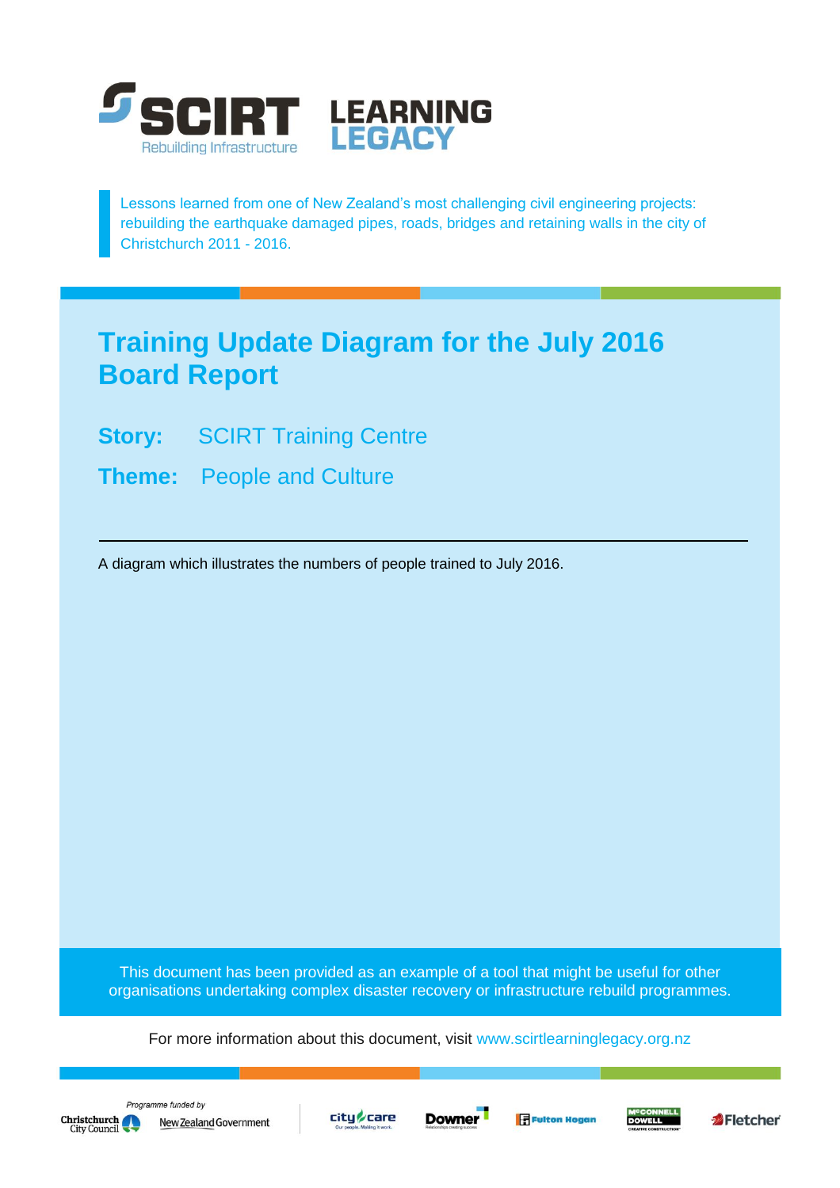SCIRT Rebuilding Infrastructure — LEARNING LEGACY

Lessons learned from one of New Zealand's most challenging civil engineering projects: rebuilding the earthquake damaged pipes, roads, bridges and retaining walls in the city of Christchurch 2011 - 2016.

# Training Update Diagram for the July 2016 Board Report

**Story:** SCIRT Training Centre

**Theme:** People and Culture

---

A diagram which illustrates the numbers of people trained to July 2016.

This document has been provided as an example of a tool that might be useful for other organisations undertaking complex disaster recovery or infrastructure rebuild programmes.

For more information about this document, visit www.scirtlearninglegacy.org.nz

*Programme funded by*

Christchurch City Council · New Zealand Government · City Care · Downer · Fulton Hogan · McConnell Dowell · Fletcher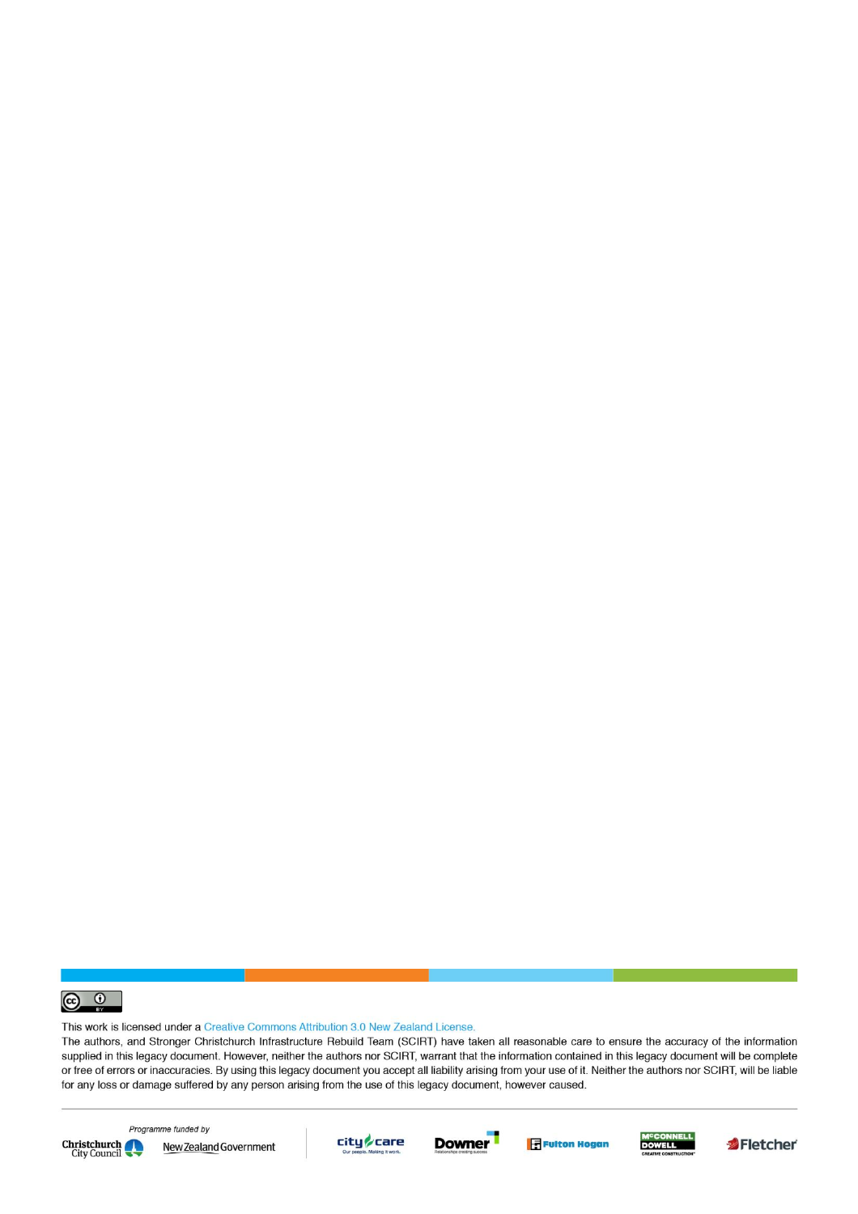This work is licensed under a Creative Commons Attribution 3.0 New Zealand License.

The authors, and Stronger Christchurch Infrastructure Rebuild Team (SCIRT) have taken all reasonable care to ensure the accuracy of the information supplied in this legacy document. However, neither the authors nor SCIRT, warrant that the information contained in this legacy document will be complete or free of errors or inaccuracies. By using this legacy document you accept all liability arising from your use of it. Neither the authors nor SCIRT, will be liable for any loss or damage suffered by any person arising from the use of this legacy document, however caused.

Programme funded by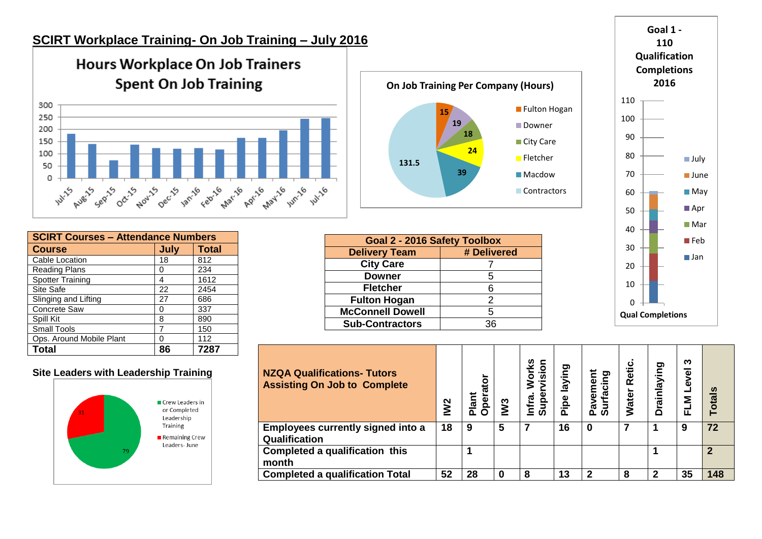# SCIRT Workplace Training- On Job Training – July 2016

Hours Workplace On Job Trainers Spent On Job Training

300
250
200
150
100
50
0

Jul-15 Aug-15 Sep-15 Oct-15 Nov-15 Dec-15 Jan-16 Feb-16 Mar-16 Apr-16 May-16 Jun-16 Jul-16

On Job Training Per Company (Hours)

Fulton Hogan 15
Downer 19
City Care 18
Fletcher 24
Macdow 39
Contractors 131.5

Goal 1 - 110 Qualification Completions 2016

110
100
90
80
70
60
50
40
30
20
10
0

Qual Completions

July
June
May
Apr
Mar
Feb
Jan

| SCIRT Courses – Attendance Numbers | | |
|---|---|---|
| **Course** | **July** | **Total** |
| Cable Location | 18 | 812 |
| Reading Plans | 0 | 234 |
| Spotter Training | 4 | 1612 |
| Site Safe | 22 | 2454 |
| Slinging and Lifting | 27 | 686 |
| Concrete Saw | 0 | 337 |
| Spill Kit | 8 | 890 |
| Small Tools | 7 | 150 |
| Ops. Around Mobile Plant | 0 | 112 |
| **Total** | **86** | **7287** |

| Goal 2 - 2016 Safety Toolbox | |
|---|---|
| **Delivery Team** | **# Delivered** |
| **City Care** | 7 |
| **Downer** | 5 |
| **Fletcher** | 6 |
| **Fulton Hogan** | 2 |
| **McConnell Dowell** | 5 |
| **Sub-Contractors** | 36 |

## Site Leaders with Leadership Training

Crew Leaders in or Completed Leadership Training 79
Remaining Crew Leaders- June 31

| NZQA Qualifications- Tutors Assisting On Job to Complete | IW2 | Plant Operator | IW3 | Infra. Works Supervision | Pipe laying | Pavement Surfacing | Water Retic. | Drainlaying | FLM Level 3 | Totals |
|---|---|---|---|---|---|---|---|---|---|---|
| **Employees currently signed into a Qualification** | **18** | **9** | **5** | **7** | **16** | **0** | **7** | **1** | **9** | **72** |
| **Completed a qualification this month** | | **1** | | | | | | **1** | | **2** |
| **Completed a qualification Total** | **52** | **28** | **0** | **8** | **13** | **2** | **8** | **2** | **35** | **148** |